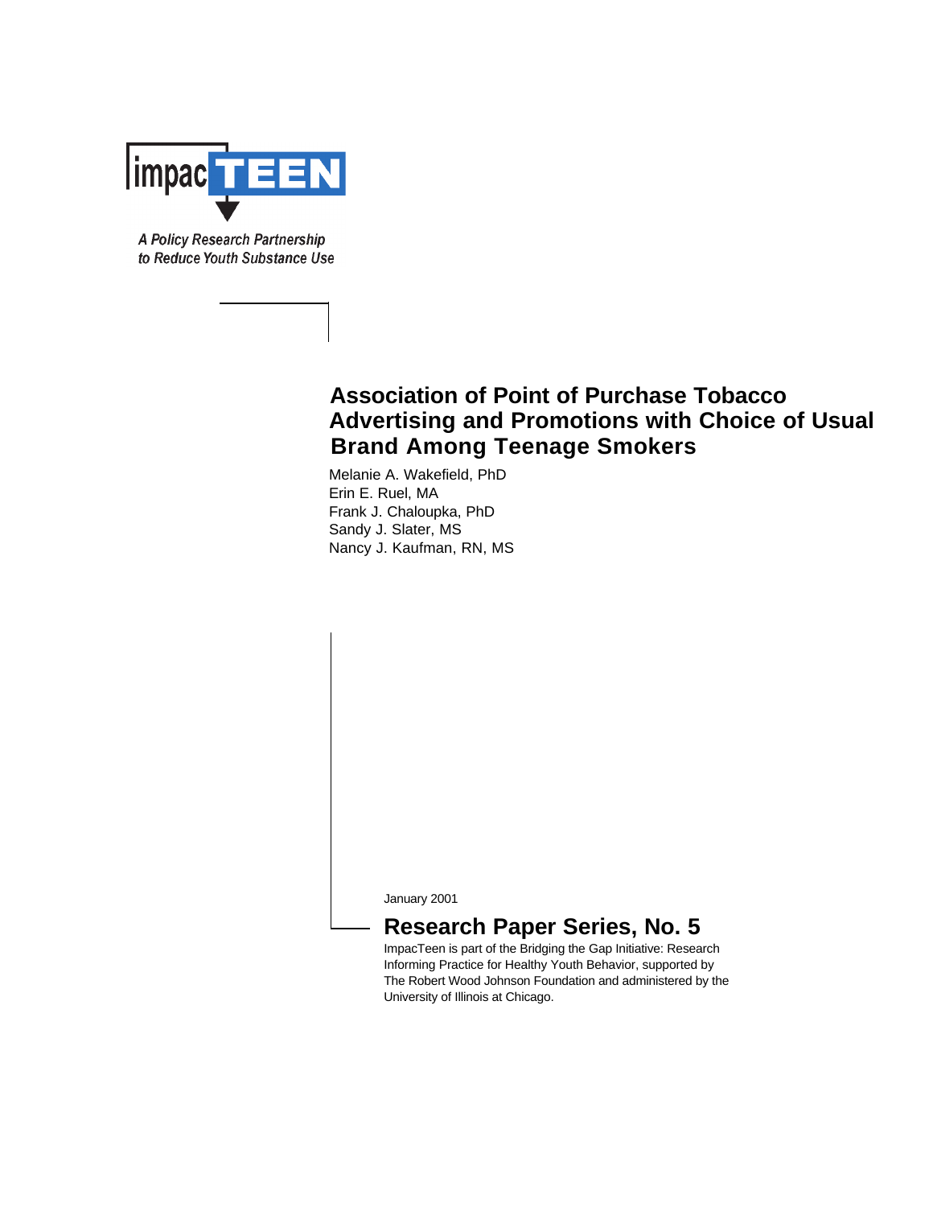impacTEEN

*A Policy Research Partnership to Reduce Youth Substance Use*

# Association of Point of Purchase Tobacco Advertising and Promotions with Choice of Usual Brand Among Teenage Smokers

Melanie A. Wakefield, PhD
Erin E. Ruel, MA
Frank J. Chaloupka, PhD
Sandy J. Slater, MS
Nancy J. Kaufman, RN, MS

January 2001

## Research Paper Series, No. 5

ImpacTeen is part of the Bridging the Gap Initiative: Research Informing Practice for Healthy Youth Behavior, supported by The Robert Wood Johnson Foundation and administered by the University of Illinois at Chicago.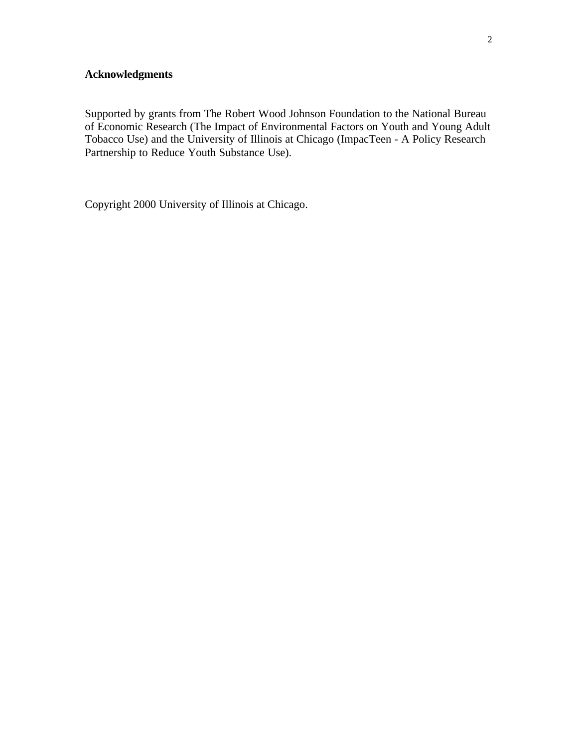## Acknowledgments

Supported by grants from The Robert Wood Johnson Foundation to the National Bureau of Economic Research (The Impact of Environmental Factors on Youth and Young Adult Tobacco Use) and the University of Illinois at Chicago (ImpacTeen - A Policy Research Partnership to Reduce Youth Substance Use).

Copyright 2000 University of Illinois at Chicago.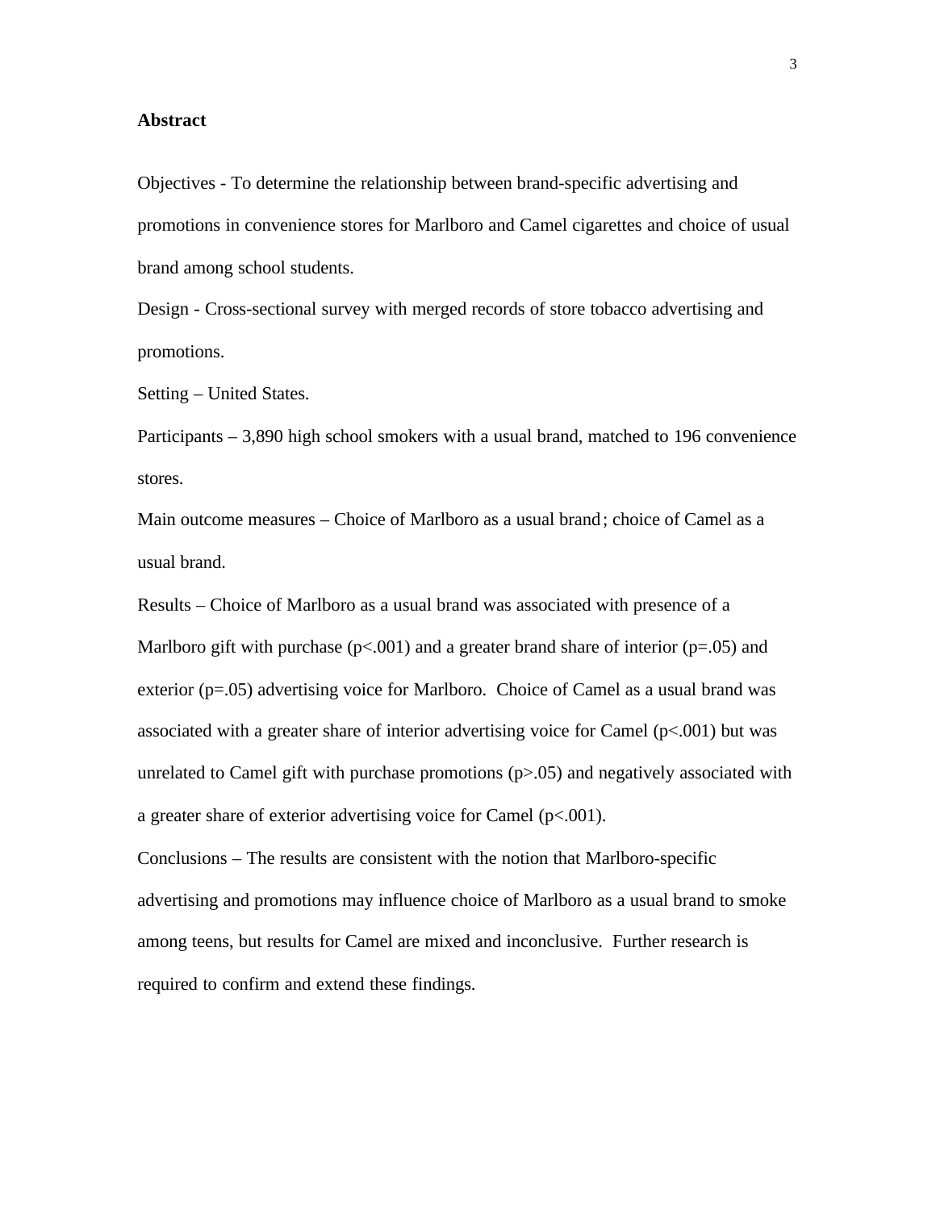## Abstract

Objectives - To determine the relationship between brand-specific advertising and promotions in convenience stores for Marlboro and Camel cigarettes and choice of usual brand among school students.

Design - Cross-sectional survey with merged records of store tobacco advertising and promotions.

Setting – United States.

Participants – 3,890 high school smokers with a usual brand, matched to 196 convenience stores.

Main outcome measures – Choice of Marlboro as a usual brand; choice of Camel as a usual brand.

Results – Choice of Marlboro as a usual brand was associated with presence of a Marlboro gift with purchase ($p<.001$) and a greater brand share of interior ($p=.05$) and exterior ($p=.05$) advertising voice for Marlboro. Choice of Camel as a usual brand was associated with a greater share of interior advertising voice for Camel ($p<.001$) but was unrelated to Camel gift with purchase promotions ($p>.05$) and negatively associated with a greater share of exterior advertising voice for Camel ($p<.001$).

Conclusions – The results are consistent with the notion that Marlboro-specific advertising and promotions may influence choice of Marlboro as a usual brand to smoke among teens, but results for Camel are mixed and inconclusive. Further research is required to confirm and extend these findings.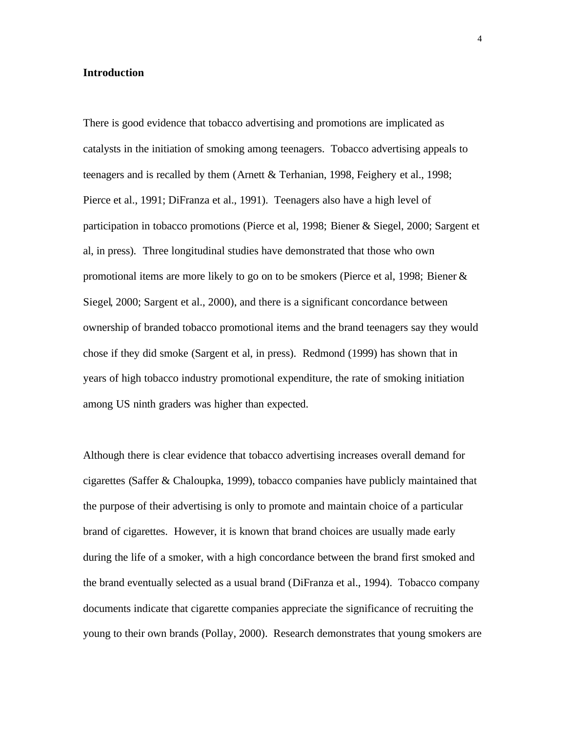## Introduction

There is good evidence that tobacco advertising and promotions are implicated as catalysts in the initiation of smoking among teenagers. Tobacco advertising appeals to teenagers and is recalled by them (Arnett & Terhanian, 1998, Feighery et al., 1998; Pierce et al., 1991; DiFranza et al., 1991). Teenagers also have a high level of participation in tobacco promotions (Pierce et al, 1998; Biener & Siegel, 2000; Sargent et al, in press). Three longitudinal studies have demonstrated that those who own promotional items are more likely to go on to be smokers (Pierce et al, 1998; Biener & Siegel, 2000; Sargent et al., 2000), and there is a significant concordance between ownership of branded tobacco promotional items and the brand teenagers say they would chose if they did smoke (Sargent et al, in press). Redmond (1999) has shown that in years of high tobacco industry promotional expenditure, the rate of smoking initiation among US ninth graders was higher than expected.

Although there is clear evidence that tobacco advertising increases overall demand for cigarettes (Saffer & Chaloupka, 1999), tobacco companies have publicly maintained that the purpose of their advertising is only to promote and maintain choice of a particular brand of cigarettes. However, it is known that brand choices are usually made early during the life of a smoker, with a high concordance between the brand first smoked and the brand eventually selected as a usual brand (DiFranza et al., 1994). Tobacco company documents indicate that cigarette companies appreciate the significance of recruiting the young to their own brands (Pollay, 2000). Research demonstrates that young smokers are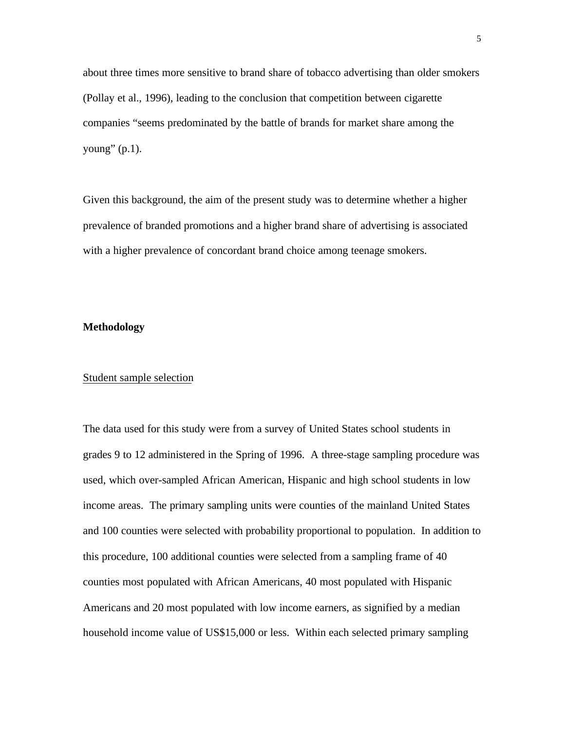about three times more sensitive to brand share of tobacco advertising than older smokers (Pollay et al., 1996), leading to the conclusion that competition between cigarette companies "seems predominated by the battle of brands for market share among the young" (p.1).

Given this background, the aim of the present study was to determine whether a higher prevalence of branded promotions and a higher brand share of advertising is associated with a higher prevalence of concordant brand choice among teenage smokers.

## Methodology

### Student sample selection

The data used for this study were from a survey of United States school students in grades 9 to 12 administered in the Spring of 1996. A three-stage sampling procedure was used, which over-sampled African American, Hispanic and high school students in low income areas. The primary sampling units were counties of the mainland United States and 100 counties were selected with probability proportional to population. In addition to this procedure, 100 additional counties were selected from a sampling frame of 40 counties most populated with African Americans, 40 most populated with Hispanic Americans and 20 most populated with low income earners, as signified by a median household income value of US$15,000 or less. Within each selected primary sampling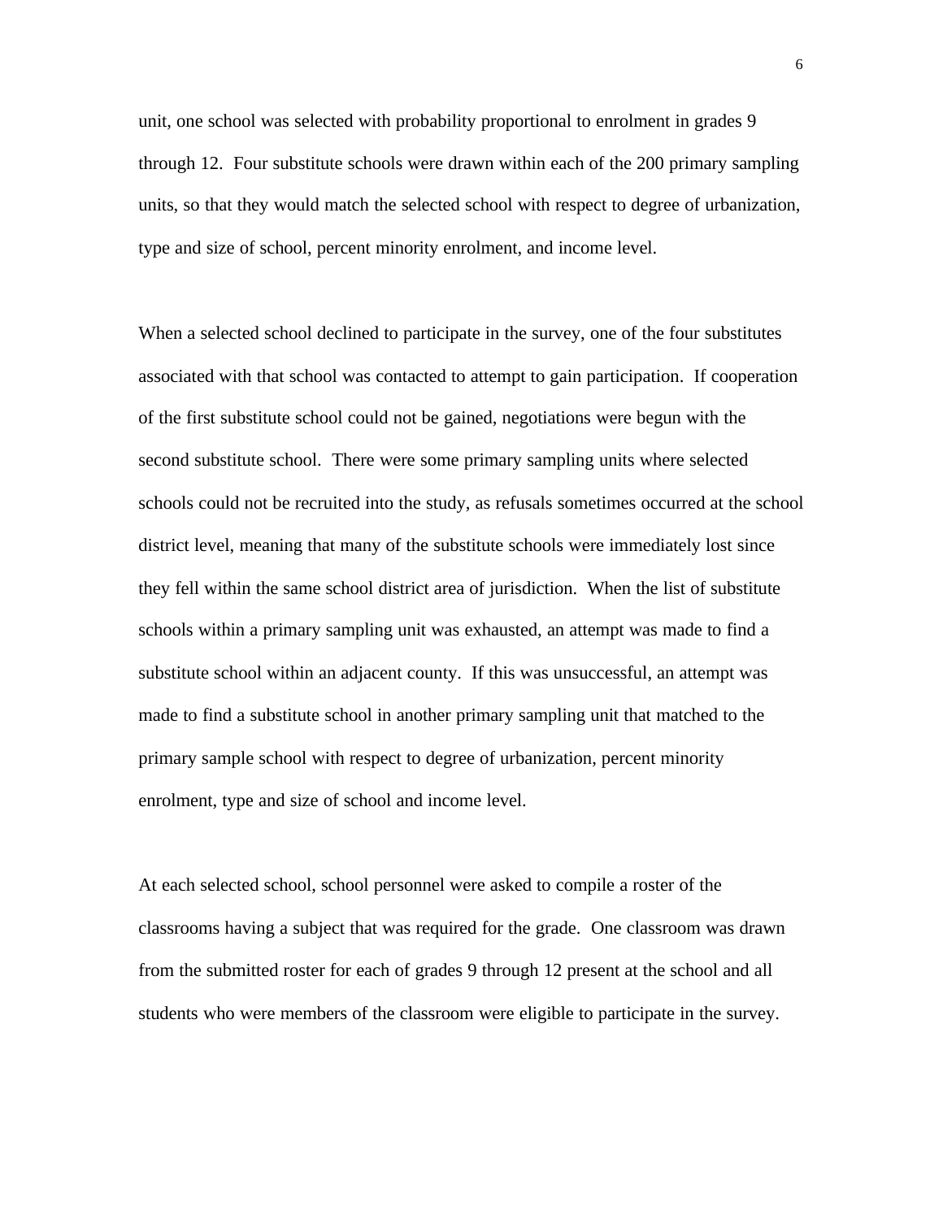unit, one school was selected with probability proportional to enrolment in grades 9 through 12. Four substitute schools were drawn within each of the 200 primary sampling units, so that they would match the selected school with respect to degree of urbanization, type and size of school, percent minority enrolment, and income level.

When a selected school declined to participate in the survey, one of the four substitutes associated with that school was contacted to attempt to gain participation. If cooperation of the first substitute school could not be gained, negotiations were begun with the second substitute school. There were some primary sampling units where selected schools could not be recruited into the study, as refusals sometimes occurred at the school district level, meaning that many of the substitute schools were immediately lost since they fell within the same school district area of jurisdiction. When the list of substitute schools within a primary sampling unit was exhausted, an attempt was made to find a substitute school within an adjacent county. If this was unsuccessful, an attempt was made to find a substitute school in another primary sampling unit that matched to the primary sample school with respect to degree of urbanization, percent minority enrolment, type and size of school and income level.

At each selected school, school personnel were asked to compile a roster of the classrooms having a subject that was required for the grade. One classroom was drawn from the submitted roster for each of grades 9 through 12 present at the school and all students who were members of the classroom were eligible to participate in the survey.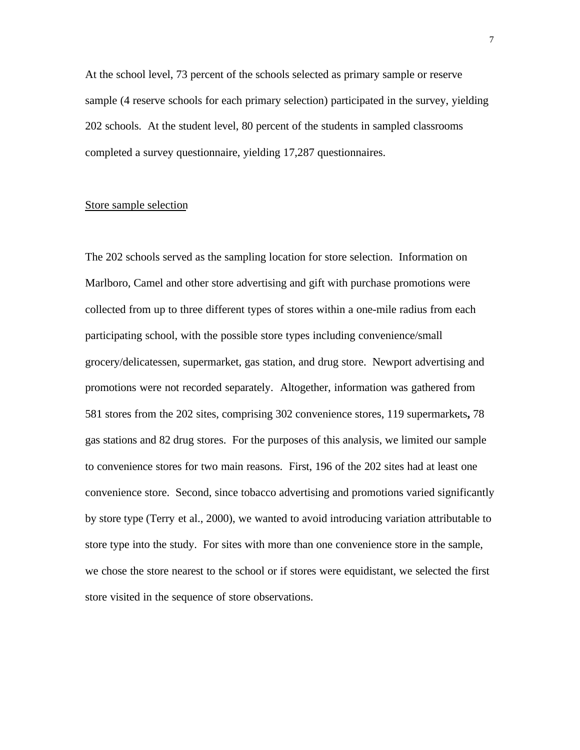At the school level, 73 percent of the schools selected as primary sample or reserve sample (4 reserve schools for each primary selection) participated in the survey, yielding 202 schools. At the student level, 80 percent of the students in sampled classrooms completed a survey questionnaire, yielding 17,287 questionnaires.

## Store sample selection

The 202 schools served as the sampling location for store selection. Information on Marlboro, Camel and other store advertising and gift with purchase promotions were collected from up to three different types of stores within a one-mile radius from each participating school, with the possible store types including convenience/small grocery/delicatessen, supermarket, gas station, and drug store. Newport advertising and promotions were not recorded separately. Altogether, information was gathered from 581 stores from the 202 sites, comprising 302 convenience stores, 119 supermarkets**,** 78 gas stations and 82 drug stores. For the purposes of this analysis, we limited our sample to convenience stores for two main reasons. First, 196 of the 202 sites had at least one convenience store. Second, since tobacco advertising and promotions varied significantly by store type (Terry et al., 2000), we wanted to avoid introducing variation attributable to store type into the study. For sites with more than one convenience store in the sample, we chose the store nearest to the school or if stores were equidistant, we selected the first store visited in the sequence of store observations.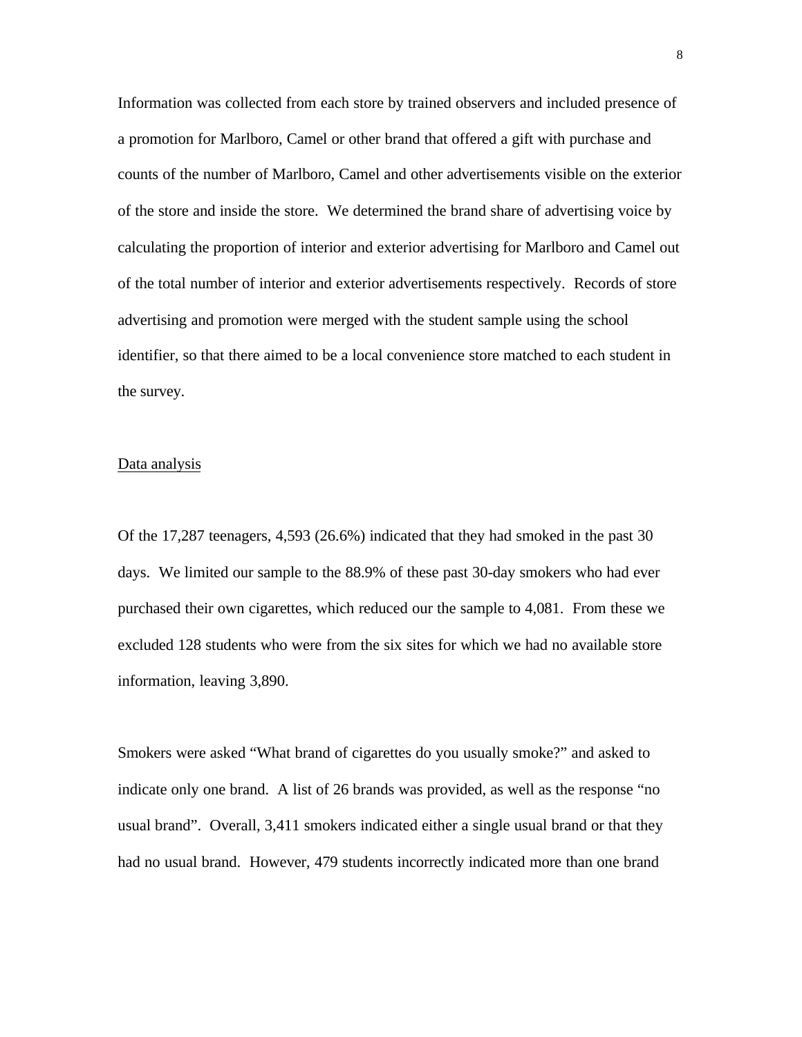Information was collected from each store by trained observers and included presence of a promotion for Marlboro, Camel or other brand that offered a gift with purchase and counts of the number of Marlboro, Camel and other advertisements visible on the exterior of the store and inside the store. We determined the brand share of advertising voice by calculating the proportion of interior and exterior advertising for Marlboro and Camel out of the total number of interior and exterior advertisements respectively. Records of store advertising and promotion were merged with the student sample using the school identifier, so that there aimed to be a local convenience store matched to each student in the survey.

## Data analysis

Of the 17,287 teenagers, 4,593 (26.6%) indicated that they had smoked in the past 30 days. We limited our sample to the 88.9% of these past 30-day smokers who had ever purchased their own cigarettes, which reduced our the sample to 4,081. From these we excluded 128 students who were from the six sites for which we had no available store information, leaving 3,890.

Smokers were asked "What brand of cigarettes do you usually smoke?" and asked to indicate only one brand. A list of 26 brands was provided, as well as the response "no usual brand". Overall, 3,411 smokers indicated either a single usual brand or that they had no usual brand. However, 479 students incorrectly indicated more than one brand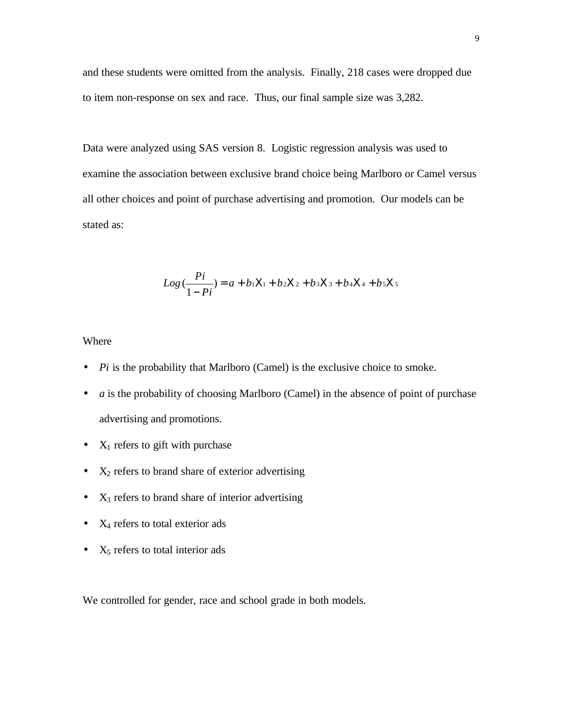and these students were omitted from the analysis. Finally, 218 cases were dropped due to item non-response on sex and race. Thus, our final sample size was 3,282.

Data were analyzed using SAS version 8. Logistic regression analysis was used to examine the association between exclusive brand choice being Marlboro or Camel versus all other choices and point of purchase advertising and promotion. Our models can be stated as:

$$Log\left(\frac{Pi}{1-Pi}\right) = a + b_1 X_1 + b_2 X_2 + b_3 X_3 + b_4 X_4 + b_5 X_5$$

Where

- $Pi$ is the probability that Marlboro (Camel) is the exclusive choice to smoke.
- $a$ is the probability of choosing Marlboro (Camel) in the absence of point of purchase advertising and promotions.
- $X_1$ refers to gift with purchase
- $X_2$ refers to brand share of exterior advertising
- $X_3$ refers to brand share of interior advertising
- $X_4$ refers to total exterior ads
- $X_5$ refers to total interior ads

We controlled for gender, race and school grade in both models.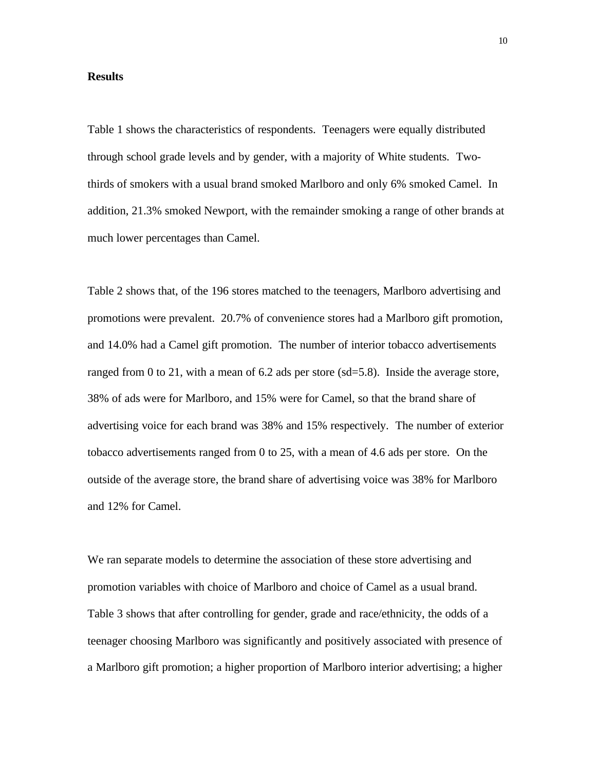**Results**

Table 1 shows the characteristics of respondents. Teenagers were equally distributed through school grade levels and by gender, with a majority of White students. Two-thirds of smokers with a usual brand smoked Marlboro and only 6% smoked Camel. In addition, 21.3% smoked Newport, with the remainder smoking a range of other brands at much lower percentages than Camel.

Table 2 shows that, of the 196 stores matched to the teenagers, Marlboro advertising and promotions were prevalent. 20.7% of convenience stores had a Marlboro gift promotion, and 14.0% had a Camel gift promotion. The number of interior tobacco advertisements ranged from 0 to 21, with a mean of 6.2 ads per store (sd=5.8). Inside the average store, 38% of ads were for Marlboro, and 15% were for Camel, so that the brand share of advertising voice for each brand was 38% and 15% respectively. The number of exterior tobacco advertisements ranged from 0 to 25, with a mean of 4.6 ads per store. On the outside of the average store, the brand share of advertising voice was 38% for Marlboro and 12% for Camel.

We ran separate models to determine the association of these store advertising and promotion variables with choice of Marlboro and choice of Camel as a usual brand. Table 3 shows that after controlling for gender, grade and race/ethnicity, the odds of a teenager choosing Marlboro was significantly and positively associated with presence of a Marlboro gift promotion; a higher proportion of Marlboro interior advertising; a higher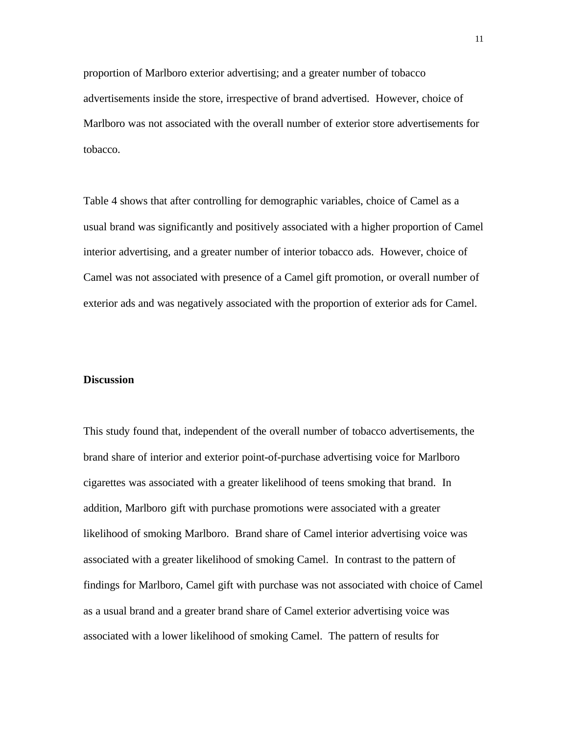proportion of Marlboro exterior advertising; and a greater number of tobacco advertisements inside the store, irrespective of brand advertised. However, choice of Marlboro was not associated with the overall number of exterior store advertisements for tobacco.

Table 4 shows that after controlling for demographic variables, choice of Camel as a usual brand was significantly and positively associated with a higher proportion of Camel interior advertising, and a greater number of interior tobacco ads. However, choice of Camel was not associated with presence of a Camel gift promotion, or overall number of exterior ads and was negatively associated with the proportion of exterior ads for Camel.

**Discussion**

This study found that, independent of the overall number of tobacco advertisements, the brand share of interior and exterior point-of-purchase advertising voice for Marlboro cigarettes was associated with a greater likelihood of teens smoking that brand. In addition, Marlboro gift with purchase promotions were associated with a greater likelihood of smoking Marlboro. Brand share of Camel interior advertising voice was associated with a greater likelihood of smoking Camel. In contrast to the pattern of findings for Marlboro, Camel gift with purchase was not associated with choice of Camel as a usual brand and a greater brand share of Camel exterior advertising voice was associated with a lower likelihood of smoking Camel. The pattern of results for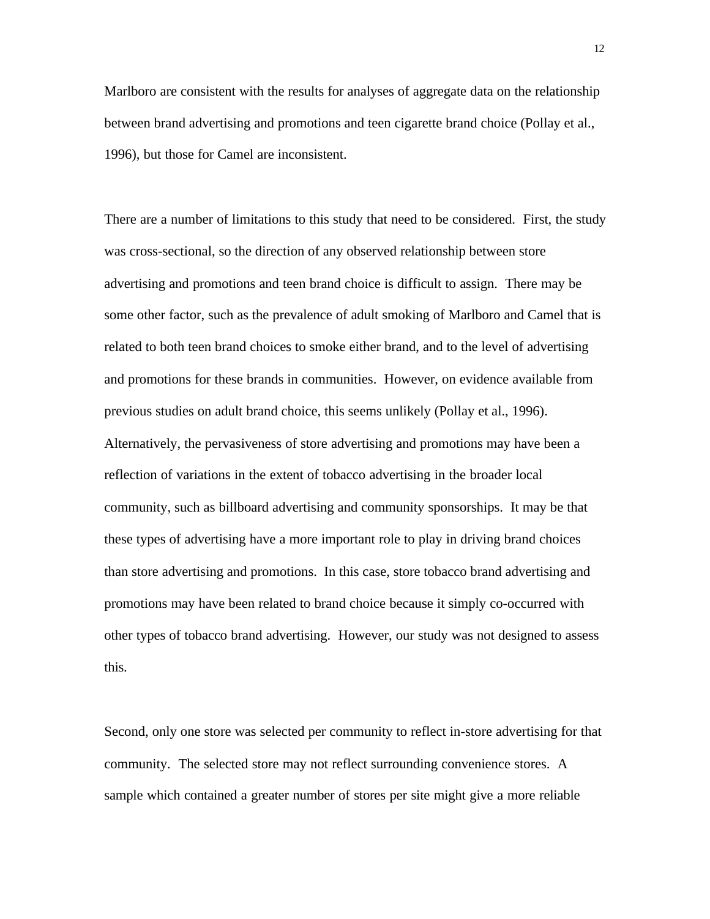Marlboro are consistent with the results for analyses of aggregate data on the relationship between brand advertising and promotions and teen cigarette brand choice (Pollay et al., 1996), but those for Camel are inconsistent.

There are a number of limitations to this study that need to be considered. First, the study was cross-sectional, so the direction of any observed relationship between store advertising and promotions and teen brand choice is difficult to assign. There may be some other factor, such as the prevalence of adult smoking of Marlboro and Camel that is related to both teen brand choices to smoke either brand, and to the level of advertising and promotions for these brands in communities. However, on evidence available from previous studies on adult brand choice, this seems unlikely (Pollay et al., 1996). Alternatively, the pervasiveness of store advertising and promotions may have been a reflection of variations in the extent of tobacco advertising in the broader local community, such as billboard advertising and community sponsorships. It may be that these types of advertising have a more important role to play in driving brand choices than store advertising and promotions. In this case, store tobacco brand advertising and promotions may have been related to brand choice because it simply co-occurred with other types of tobacco brand advertising. However, our study was not designed to assess this.

Second, only one store was selected per community to reflect in-store advertising for that community. The selected store may not reflect surrounding convenience stores. A sample which contained a greater number of stores per site might give a more reliable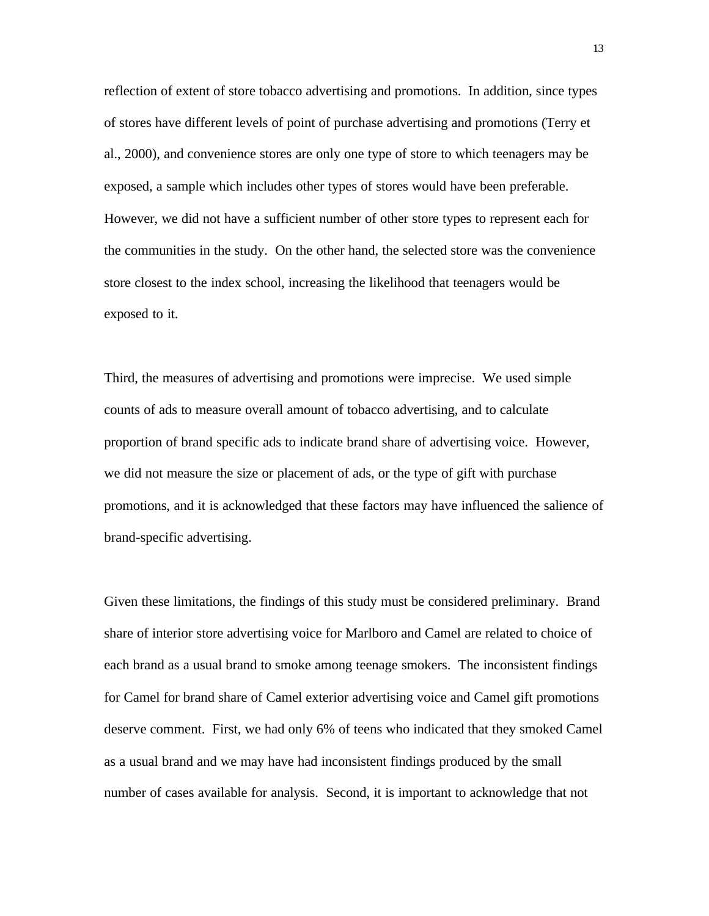reflection of extent of store tobacco advertising and promotions. In addition, since types of stores have different levels of point of purchase advertising and promotions (Terry et al., 2000), and convenience stores are only one type of store to which teenagers may be exposed, a sample which includes other types of stores would have been preferable. However, we did not have a sufficient number of other store types to represent each for the communities in the study. On the other hand, the selected store was the convenience store closest to the index school, increasing the likelihood that teenagers would be exposed to it.

Third, the measures of advertising and promotions were imprecise. We used simple counts of ads to measure overall amount of tobacco advertising, and to calculate proportion of brand specific ads to indicate brand share of advertising voice. However, we did not measure the size or placement of ads, or the type of gift with purchase promotions, and it is acknowledged that these factors may have influenced the salience of brand-specific advertising.

Given these limitations, the findings of this study must be considered preliminary. Brand share of interior store advertising voice for Marlboro and Camel are related to choice of each brand as a usual brand to smoke among teenage smokers. The inconsistent findings for Camel for brand share of Camel exterior advertising voice and Camel gift promotions deserve comment. First, we had only 6% of teens who indicated that they smoked Camel as a usual brand and we may have had inconsistent findings produced by the small number of cases available for analysis. Second, it is important to acknowledge that not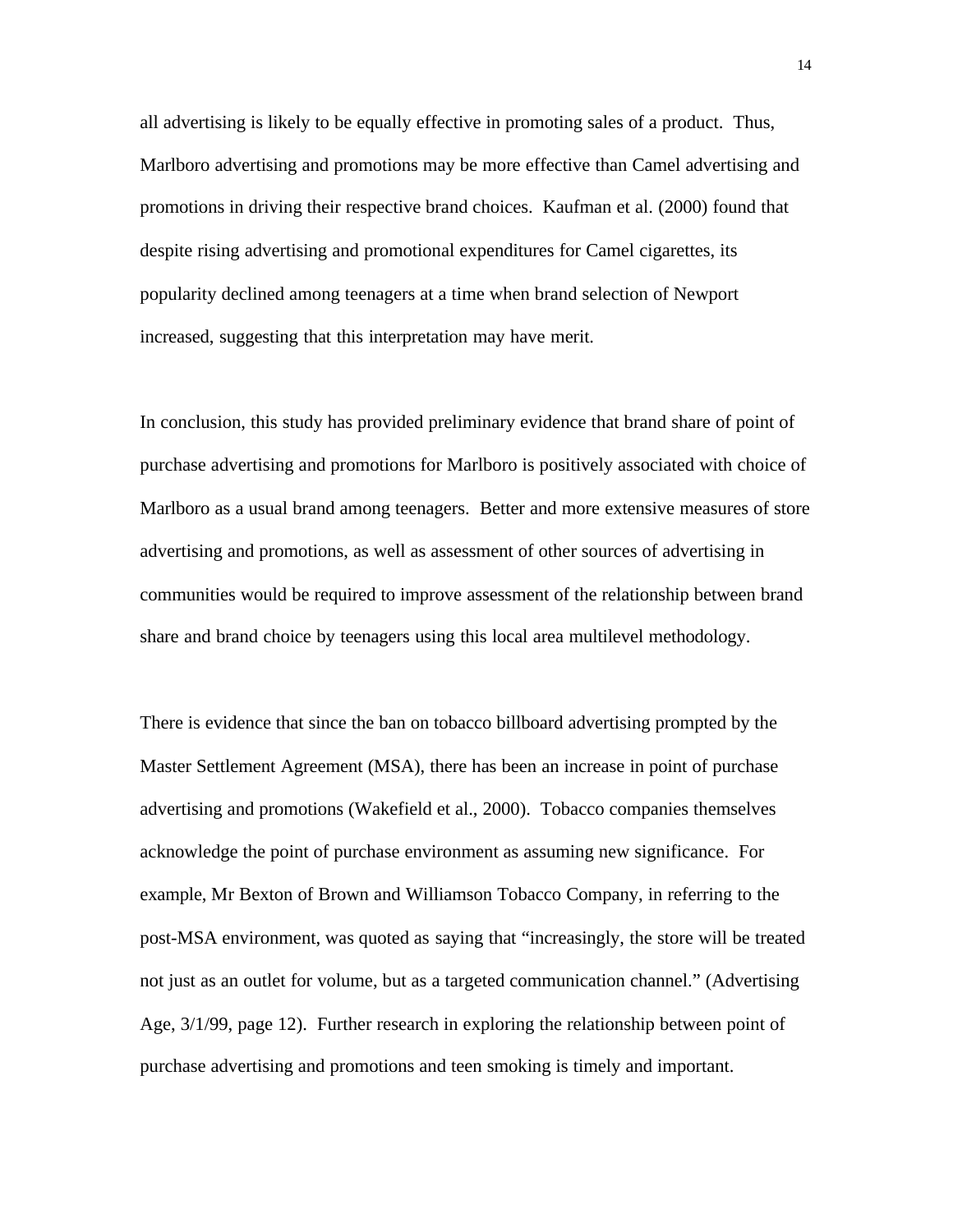all advertising is likely to be equally effective in promoting sales of a product. Thus, Marlboro advertising and promotions may be more effective than Camel advertising and promotions in driving their respective brand choices. Kaufman et al. (2000) found that despite rising advertising and promotional expenditures for Camel cigarettes, its popularity declined among teenagers at a time when brand selection of Newport increased, suggesting that this interpretation may have merit.

In conclusion, this study has provided preliminary evidence that brand share of point of purchase advertising and promotions for Marlboro is positively associated with choice of Marlboro as a usual brand among teenagers. Better and more extensive measures of store advertising and promotions, as well as assessment of other sources of advertising in communities would be required to improve assessment of the relationship between brand share and brand choice by teenagers using this local area multilevel methodology.

There is evidence that since the ban on tobacco billboard advertising prompted by the Master Settlement Agreement (MSA), there has been an increase in point of purchase advertising and promotions (Wakefield et al., 2000). Tobacco companies themselves acknowledge the point of purchase environment as assuming new significance. For example, Mr Bexton of Brown and Williamson Tobacco Company, in referring to the post-MSA environment, was quoted as saying that "increasingly, the store will be treated not just as an outlet for volume, but as a targeted communication channel." (Advertising Age, 3/1/99, page 12). Further research in exploring the relationship between point of purchase advertising and promotions and teen smoking is timely and important.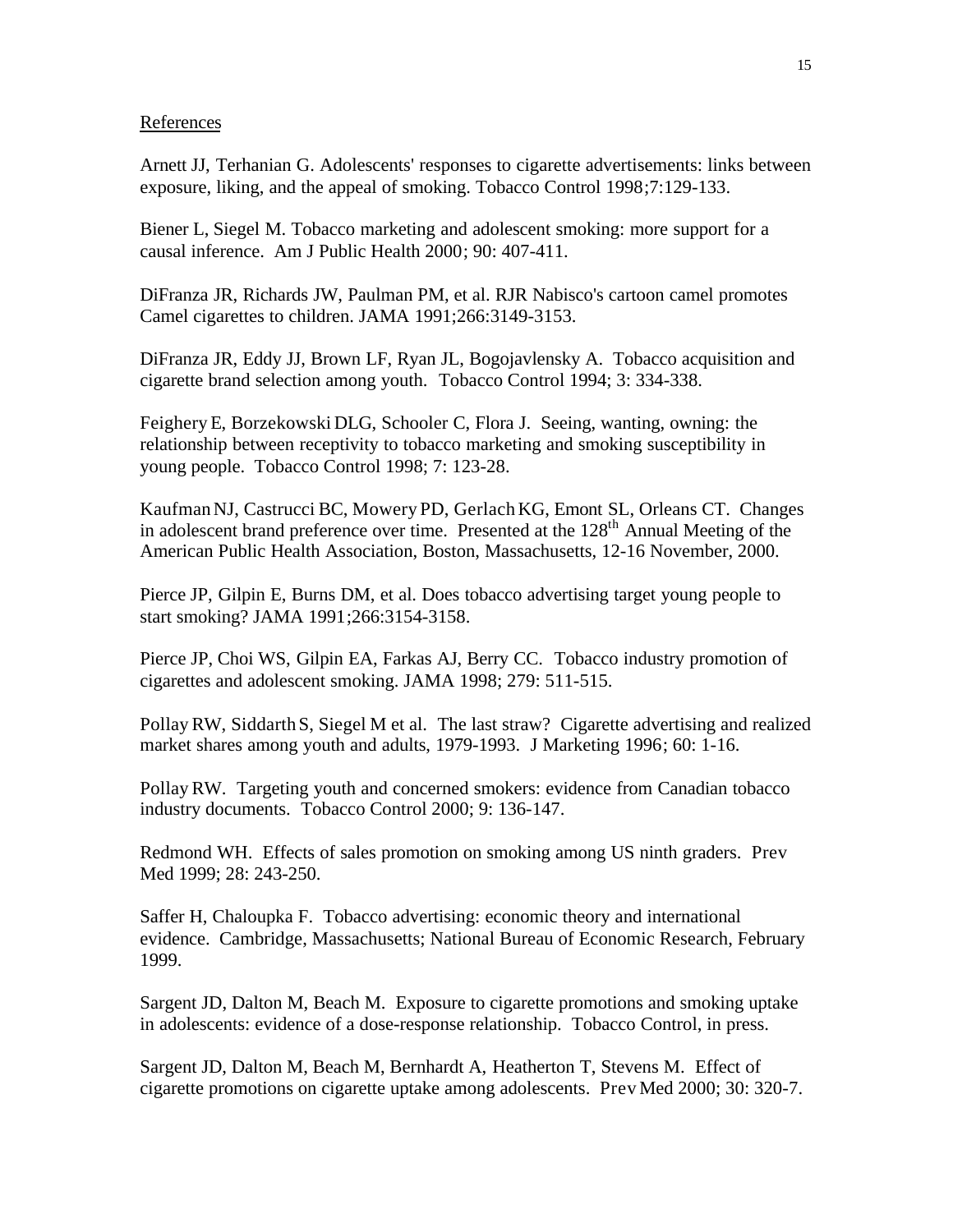## References

Arnett JJ, Terhanian G. Adolescents' responses to cigarette advertisements: links between exposure, liking, and the appeal of smoking. Tobacco Control 1998;7:129-133.

Biener L, Siegel M. Tobacco marketing and adolescent smoking: more support for a causal inference. Am J Public Health 2000; 90: 407-411.

DiFranza JR, Richards JW, Paulman PM, et al. RJR Nabisco's cartoon camel promotes Camel cigarettes to children. JAMA 1991;266:3149-3153.

DiFranza JR, Eddy JJ, Brown LF, Ryan JL, Bogojavlensky A. Tobacco acquisition and cigarette brand selection among youth. Tobacco Control 1994; 3: 334-338.

Feighery E, Borzekowski DLG, Schooler C, Flora J. Seeing, wanting, owning: the relationship between receptivity to tobacco marketing and smoking susceptibility in young people. Tobacco Control 1998; 7: 123-28.

Kaufman NJ, Castrucci BC, Mowery PD, Gerlach KG, Emont SL, Orleans CT. Changes in adolescent brand preference over time. Presented at the 128th Annual Meeting of the American Public Health Association, Boston, Massachusetts, 12-16 November, 2000.

Pierce JP, Gilpin E, Burns DM, et al. Does tobacco advertising target young people to start smoking? JAMA 1991;266:3154-3158.

Pierce JP, Choi WS, Gilpin EA, Farkas AJ, Berry CC. Tobacco industry promotion of cigarettes and adolescent smoking. JAMA 1998; 279: 511-515.

Pollay RW, Siddarth S, Siegel M et al. The last straw? Cigarette advertising and realized market shares among youth and adults, 1979-1993. J Marketing 1996; 60: 1-16.

Pollay RW. Targeting youth and concerned smokers: evidence from Canadian tobacco industry documents. Tobacco Control 2000; 9: 136-147.

Redmond WH. Effects of sales promotion on smoking among US ninth graders. Prev Med 1999; 28: 243-250.

Saffer H, Chaloupka F. Tobacco advertising: economic theory and international evidence. Cambridge, Massachusetts; National Bureau of Economic Research, February 1999.

Sargent JD, Dalton M, Beach M. Exposure to cigarette promotions and smoking uptake in adolescents: evidence of a dose-response relationship. Tobacco Control, in press.

Sargent JD, Dalton M, Beach M, Bernhardt A, Heatherton T, Stevens M. Effect of cigarette promotions on cigarette uptake among adolescents. Prev Med 2000; 30: 320-7.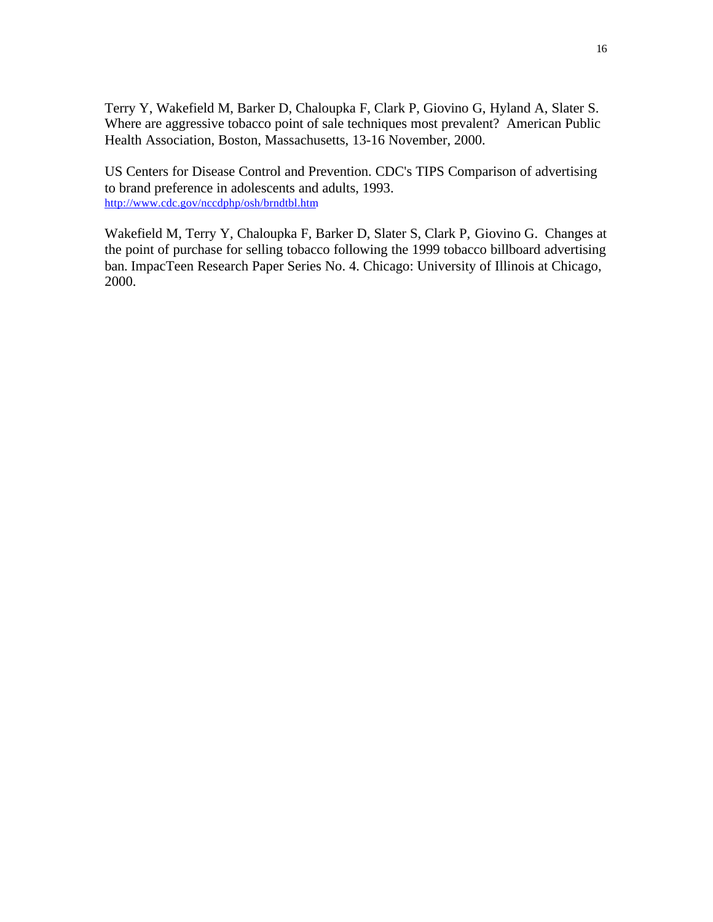Terry Y, Wakefield M, Barker D, Chaloupka F, Clark P, Giovino G, Hyland A, Slater S. Where are aggressive tobacco point of sale techniques most prevalent? American Public Health Association, Boston, Massachusetts, 13-16 November, 2000.

US Centers for Disease Control and Prevention. CDC's TIPS Comparison of advertising to brand preference in adolescents and adults, 1993. http://www.cdc.gov/nccdphp/osh/brndtbl.htm

Wakefield M, Terry Y, Chaloupka F, Barker D, Slater S, Clark P, Giovino G. Changes at the point of purchase for selling tobacco following the 1999 tobacco billboard advertising ban. ImpacTeen Research Paper Series No. 4. Chicago: University of Illinois at Chicago, 2000.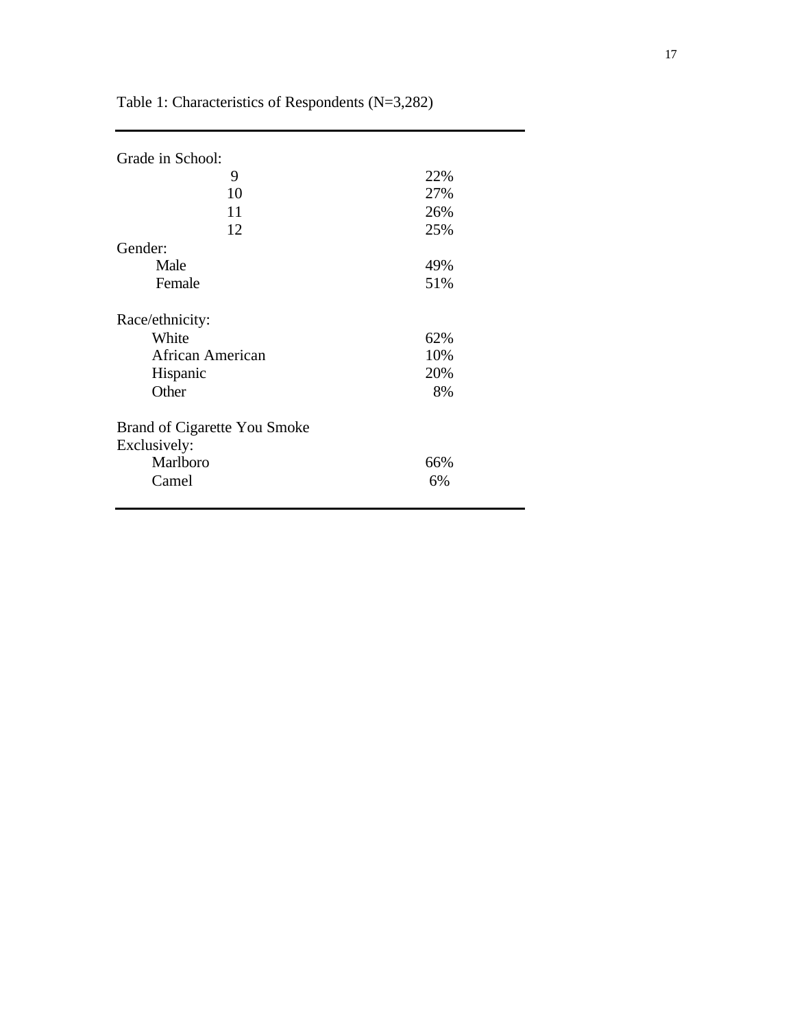Table 1: Characteristics of Respondents (N=3,282)

| | |
|---|---|
| Grade in School: | |
| 9 | 22% |
| 10 | 27% |
| 11 | 26% |
| 12 | 25% |
| Gender: | |
| Male | 49% |
| Female | 51% |
| Race/ethnicity: | |
| White | 62% |
| African American | 10% |
| Hispanic | 20% |
| Other | 8% |
| Brand of Cigarette You Smoke Exclusively: | |
| Marlboro | 66% |
| Camel | 6% |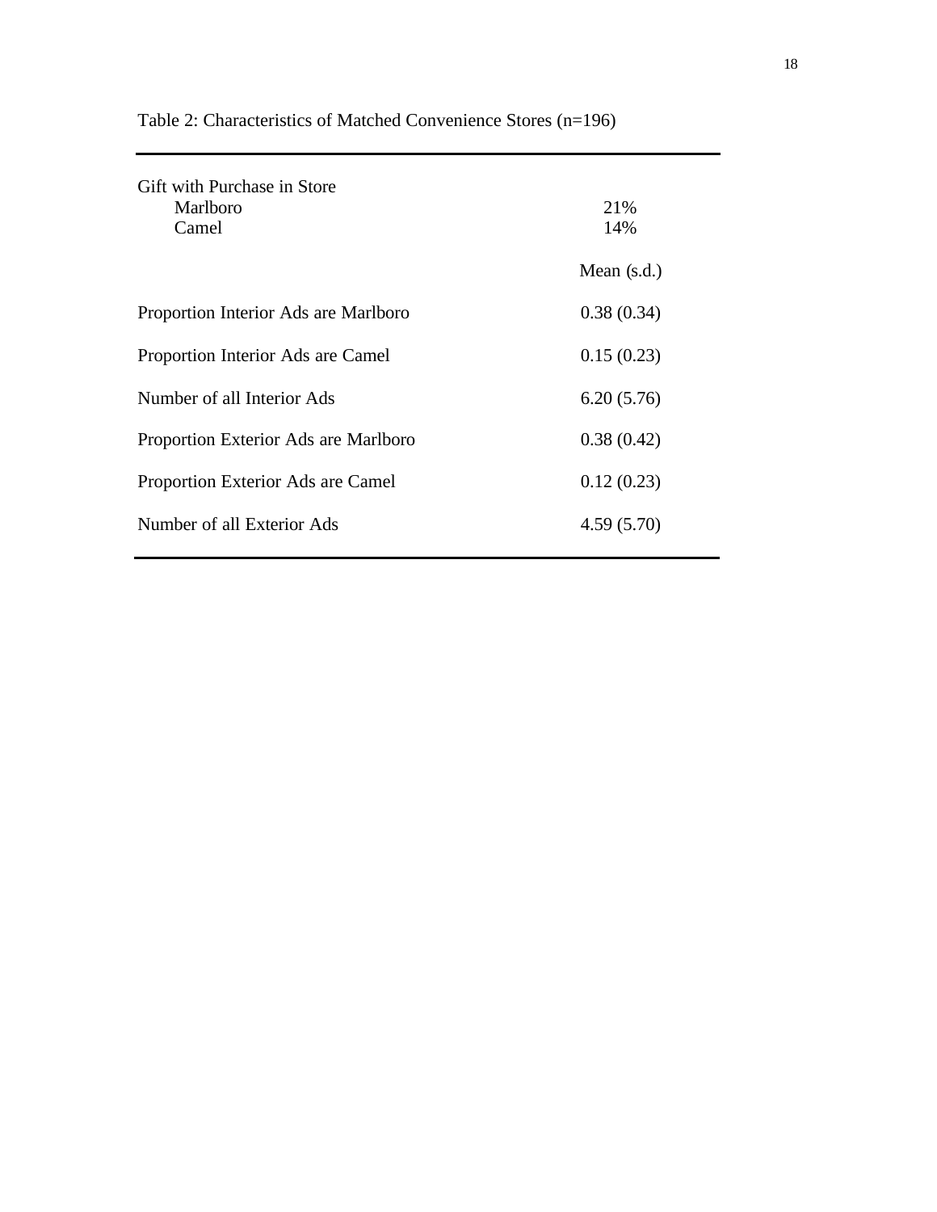Table 2: Characteristics of Matched Convenience Stores (n=196)

| | |
|---|---|
| Gift with Purchase in Store | |
| Marlboro | 21% |
| Camel | 14% |
| | Mean (s.d.) |
| Proportion Interior Ads are Marlboro | 0.38 (0.34) |
| Proportion Interior Ads are Camel | 0.15 (0.23) |
| Number of all Interior Ads | 6.20 (5.76) |
| Proportion Exterior Ads are Marlboro | 0.38 (0.42) |
| Proportion Exterior Ads are Camel | 0.12 (0.23) |
| Number of all Exterior Ads | 4.59 (5.70) |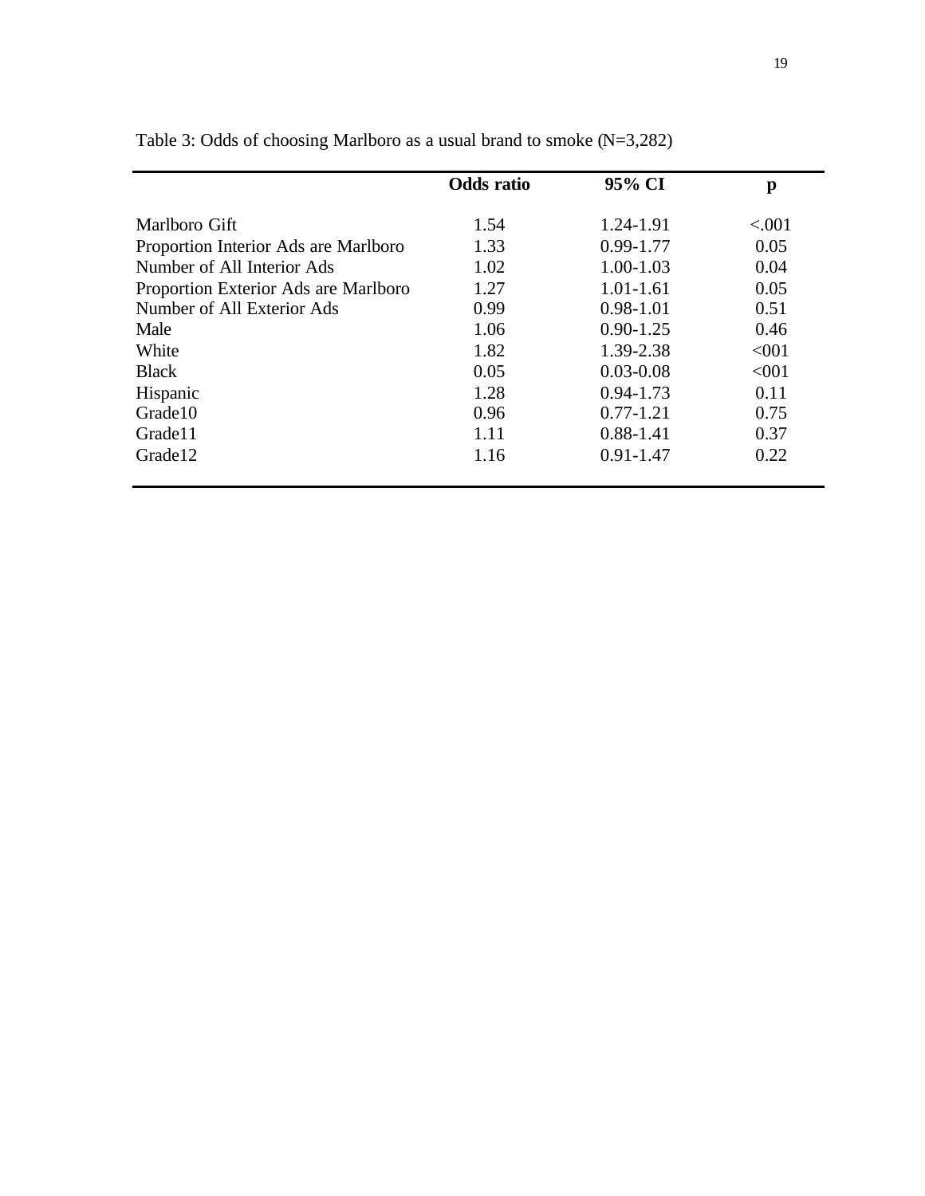Table 3: Odds of choosing Marlboro as a usual brand to smoke (N=3,282)

| | **Odds ratio** | **95% CI** | **p** |
|---|---|---|---|
| Marlboro Gift | 1.54 | 1.24-1.91 | <.001 |
| Proportion Interior Ads are Marlboro | 1.33 | 0.99-1.77 | 0.05 |
| Number of All Interior Ads | 1.02 | 1.00-1.03 | 0.04 |
| Proportion Exterior Ads are Marlboro | 1.27 | 1.01-1.61 | 0.05 |
| Number of All Exterior Ads | 0.99 | 0.98-1.01 | 0.51 |
| Male | 1.06 | 0.90-1.25 | 0.46 |
| White | 1.82 | 1.39-2.38 | <001 |
| Black | 0.05 | 0.03-0.08 | <001 |
| Hispanic | 1.28 | 0.94-1.73 | 0.11 |
| Grade10 | 0.96 | 0.77-1.21 | 0.75 |
| Grade11 | 1.11 | 0.88-1.41 | 0.37 |
| Grade12 | 1.16 | 0.91-1.47 | 0.22 |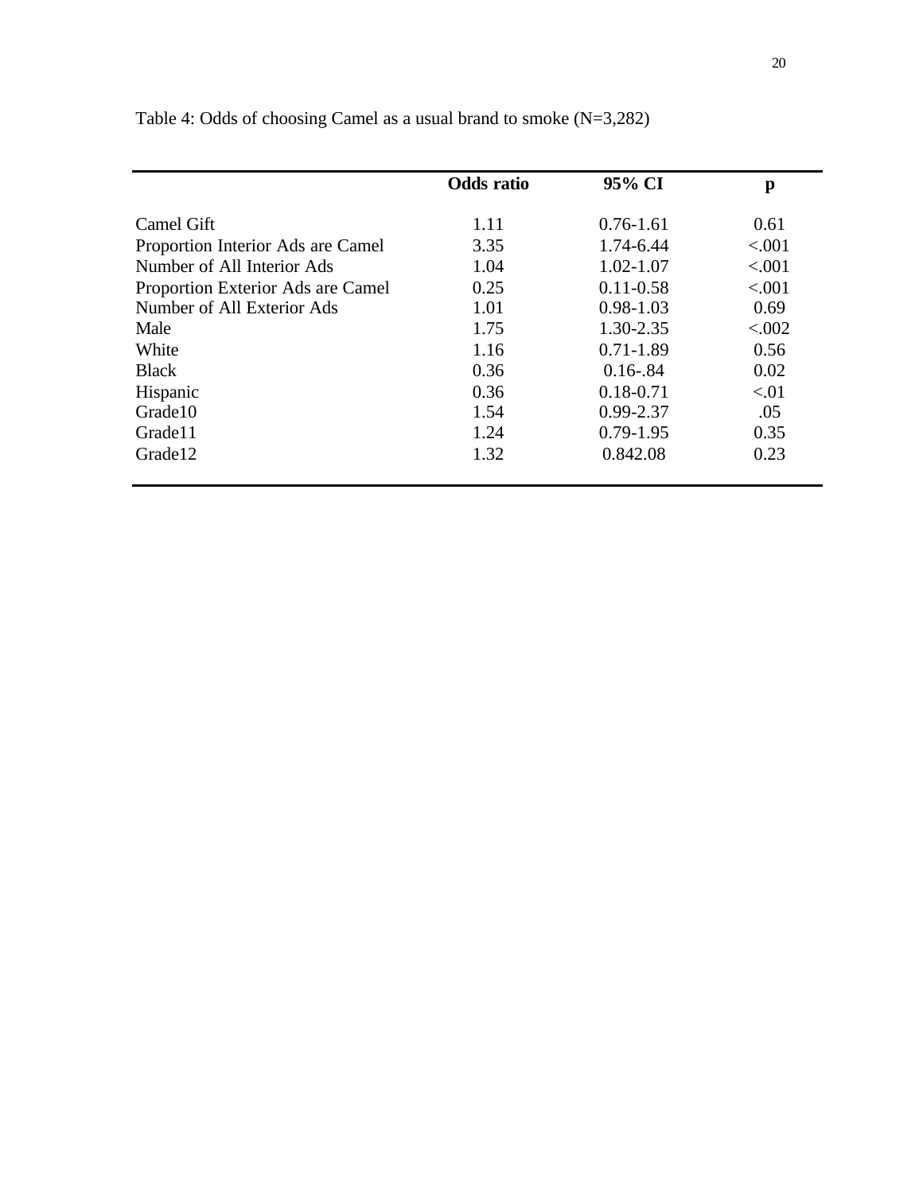Table 4: Odds of choosing Camel as a usual brand to smoke (N=3,282)

| | Odds ratio | 95% CI | p |
|---|---|---|---|
| Camel Gift | 1.11 | 0.76-1.61 | 0.61 |
| Proportion Interior Ads are Camel | 3.35 | 1.74-6.44 | <.001 |
| Number of All Interior Ads | 1.04 | 1.02-1.07 | <.001 |
| Proportion Exterior Ads are Camel | 0.25 | 0.11-0.58 | <.001 |
| Number of All Exterior Ads | 1.01 | 0.98-1.03 | 0.69 |
| Male | 1.75 | 1.30-2.35 | <.002 |
| White | 1.16 | 0.71-1.89 | 0.56 |
| Black | 0.36 | 0.16-.84 | 0.02 |
| Hispanic | 0.36 | 0.18-0.71 | <.01 |
| Grade10 | 1.54 | 0.99-2.37 | .05 |
| Grade11 | 1.24 | 0.79-1.95 | 0.35 |
| Grade12 | 1.32 | 0.842.08 | 0.23 |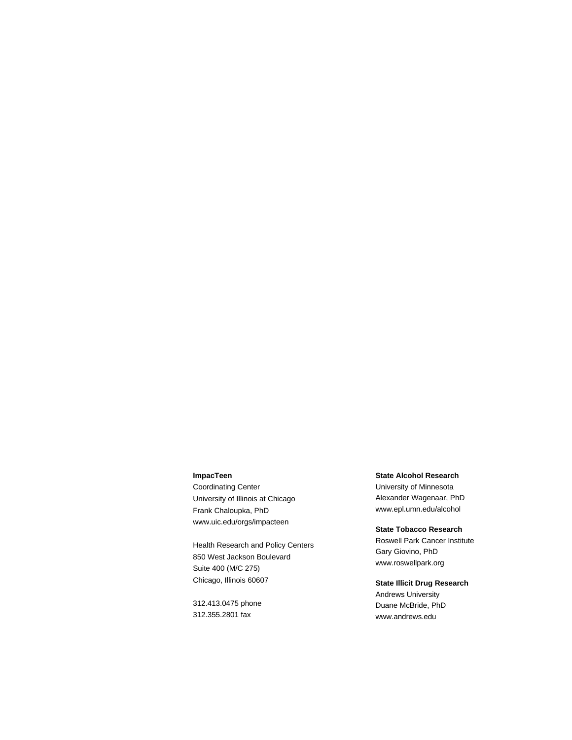**ImpacTeen**
Coordinating Center
University of Illinois at Chicago
Frank Chaloupka, PhD
www.uic.edu/orgs/impacteen

Health Research and Policy Centers
850 West Jackson Boulevard
Suite 400 (M/C 275)
Chicago, Illinois 60607

312.413.0475 phone
312.355.2801 fax

**State Alcohol Research**
University of Minnesota
Alexander Wagenaar, PhD
www.epl.umn.edu/alcohol

**State Tobacco Research**
Roswell Park Cancer Institute
Gary Giovino, PhD
www.roswellpark.org

**State Illicit Drug Research**
Andrews University
Duane McBride, PhD
www.andrews.edu